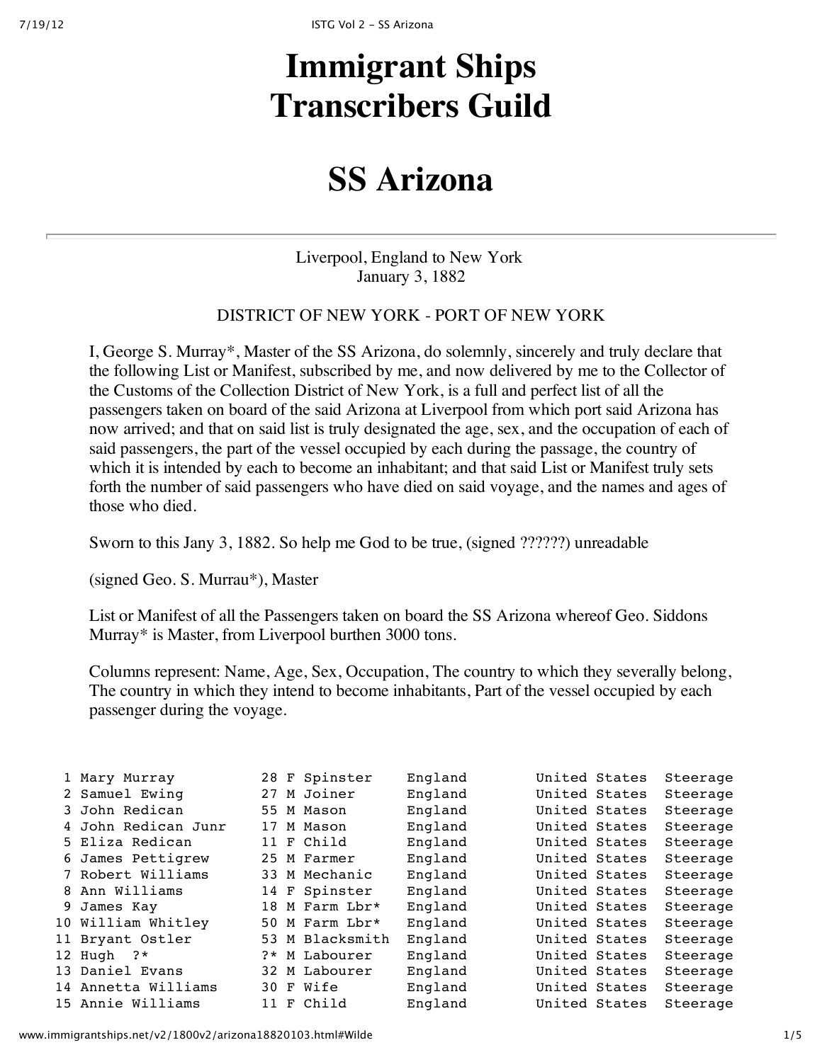# Immigrant Ships Transcribers Guild

# SS Arizona

---

Liverpool, England to New York
January 3, 1882

DISTRICT OF NEW YORK - PORT OF NEW YORK

I, George S. Murray*, Master of the SS Arizona, do solemnly, sincerely and truly declare that the following List or Manifest, subscribed by me, and now delivered by me to the Collector of the Customs of the Collection District of New York, is a full and perfect list of all the passengers taken on board of the said Arizona at Liverpool from which port said Arizona has now arrived; and that on said list is truly designated the age, sex, and the occupation of each of said passengers, the part of the vessel occupied by each during the passage, the country of which it is intended by each to become an inhabitant; and that said List or Manifest truly sets forth the number of said passengers who have died on said voyage, and the names and ages of those who died.

Sworn to this Jany 3, 1882. So help me God to be true, (signed ??????) unreadable

(signed Geo. S. Murrau*), Master

List or Manifest of all the Passengers taken on board the SS Arizona whereof Geo. Siddons Murray* is Master, from Liverpool burthen 3000 tons.

Columns represent: Name, Age, Sex, Occupation, The country to which they severally belong, The country in which they intend to become inhabitants, Part of the vessel occupied by each passenger during the voyage.

```
 1 Mary Murray          28 F Spinster    England         United States  Steerage
 2 Samuel Ewing         27 M Joiner      England         United States  Steerage
 3 John Redican         55 M Mason       England         United States  Steerage
 4 John Redican Junr    17 M Mason       England         United States  Steerage
 5 Eliza Redican        11 F Child       England         United States  Steerage
 6 James Pettigrew      25 M Farmer      England         United States  Steerage
 7 Robert Williams      33 M Mechanic    England         United States  Steerage
 8 Ann Williams         14 F Spinster    England         United States  Steerage
 9 James Kay            18 M Farm Lbr*   England         United States  Steerage
10 William Whitley      50 M Farm Lbr*   England         United States  Steerage
11 Bryant Ostler        53 M Blacksmith  England         United States  Steerage
12 Hugh  ?*             ?* M Labourer    England         United States  Steerage
13 Daniel Evans         32 M Labourer    England         United States  Steerage
14 Annetta Williams     30 F Wife        England         United States  Steerage
15 Annie Williams       11 F Child       England         United States  Steerage
```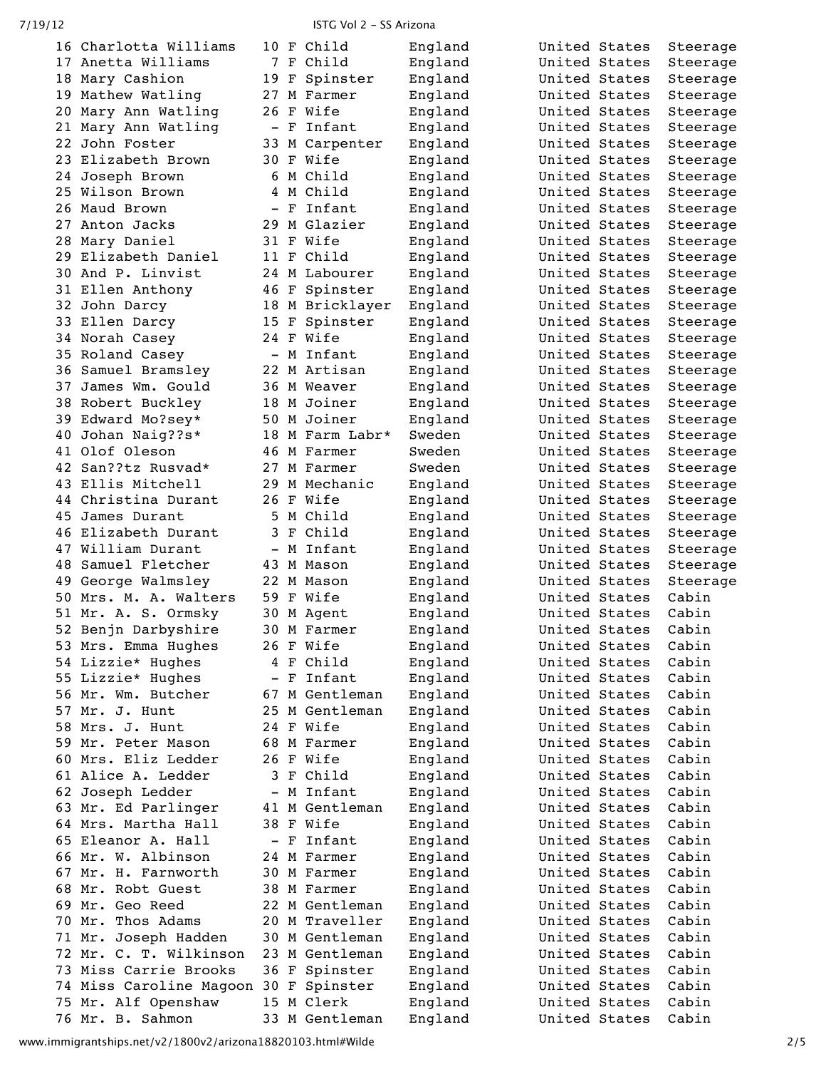| # | Name | Age | Sex | Occupation | Origin | Destination | Class |
|---|---|---|---|---|---|---|---|
| 16 | Charlotta Williams | 10 | F | Child | England | United States | Steerage |
| 17 | Anetta Williams | 7 | F | Child | England | United States | Steerage |
| 18 | Mary Cashion | 19 | F | Spinster | England | United States | Steerage |
| 19 | Mathew Watling | 27 | M | Farmer | England | United States | Steerage |
| 20 | Mary Ann Watling | 26 | F | Wife | England | United States | Steerage |
| 21 | Mary Ann Watling | - | F | Infant | England | United States | Steerage |
| 22 | John Foster | 33 | M | Carpenter | England | United States | Steerage |
| 23 | Elizabeth Brown | 30 | F | Wife | England | United States | Steerage |
| 24 | Joseph Brown | 6 | M | Child | England | United States | Steerage |
| 25 | Wilson Brown | 4 | M | Child | England | United States | Steerage |
| 26 | Maud Brown | - | F | Infant | England | United States | Steerage |
| 27 | Anton Jacks | 29 | M | Glazier | England | United States | Steerage |
| 28 | Mary Daniel | 31 | F | Wife | England | United States | Steerage |
| 29 | Elizabeth Daniel | 11 | F | Child | England | United States | Steerage |
| 30 | And P. Linvist | 24 | M | Labourer | England | United States | Steerage |
| 31 | Ellen Anthony | 46 | F | Spinster | England | United States | Steerage |
| 32 | John Darcy | 18 | M | Bricklayer | England | United States | Steerage |
| 33 | Ellen Darcy | 15 | F | Spinster | England | United States | Steerage |
| 34 | Norah Casey | 24 | F | Wife | England | United States | Steerage |
| 35 | Roland Casey | - | M | Infant | England | United States | Steerage |
| 36 | Samuel Bramsley | 22 | M | Artisan | England | United States | Steerage |
| 37 | James Wm. Gould | 36 | M | Weaver | England | United States | Steerage |
| 38 | Robert Buckley | 18 | M | Joiner | England | United States | Steerage |
| 39 | Edward Mo?sey* | 50 | M | Joiner | England | United States | Steerage |
| 40 | Johan Naig??s* | 18 | M | Farm Labr* | Sweden | United States | Steerage |
| 41 | Olof Oleson | 46 | M | Farmer | Sweden | United States | Steerage |
| 42 | San??tz Rusvad* | 27 | M | Farmer | Sweden | United States | Steerage |
| 43 | Ellis Mitchell | 29 | M | Mechanic | England | United States | Steerage |
| 44 | Christina Durant | 26 | F | Wife | England | United States | Steerage |
| 45 | James Durant | 5 | M | Child | England | United States | Steerage |
| 46 | Elizabeth Durant | 3 | F | Child | England | United States | Steerage |
| 47 | William Durant | - | M | Infant | England | United States | Steerage |
| 48 | Samuel Fletcher | 43 | M | Mason | England | United States | Steerage |
| 49 | George Walmsley | 22 | M | Mason | England | United States | Steerage |
| 50 | Mrs. M. A. Walters | 59 | F | Wife | England | United States | Cabin |
| 51 | Mr. A. S. Ormsky | 30 | M | Agent | England | United States | Cabin |
| 52 | Benjn Darbyshire | 30 | M | Farmer | England | United States | Cabin |
| 53 | Mrs. Emma Hughes | 26 | F | Wife | England | United States | Cabin |
| 54 | Lizzie* Hughes | 4 | F | Child | England | United States | Cabin |
| 55 | Lizzie* Hughes | - | F | Infant | England | United States | Cabin |
| 56 | Mr. Wm. Butcher | 67 | M | Gentleman | England | United States | Cabin |
| 57 | Mr. J. Hunt | 25 | M | Gentleman | England | United States | Cabin |
| 58 | Mrs. J. Hunt | 24 | F | Wife | England | United States | Cabin |
| 59 | Mr. Peter Mason | 68 | M | Farmer | England | United States | Cabin |
| 60 | Mrs. Eliz Ledder | 26 | F | Wife | England | United States | Cabin |
| 61 | Alice A. Ledder | 3 | F | Child | England | United States | Cabin |
| 62 | Joseph Ledder | - | M | Infant | England | United States | Cabin |
| 63 | Mr. Ed Parlinger | 41 | M | Gentleman | England | United States | Cabin |
| 64 | Mrs. Martha Hall | 38 | F | Wife | England | United States | Cabin |
| 65 | Eleanor A. Hall | - | F | Infant | England | United States | Cabin |
| 66 | Mr. W. Albinson | 24 | M | Farmer | England | United States | Cabin |
| 67 | Mr. H. Farnworth | 30 | M | Farmer | England | United States | Cabin |
| 68 | Mr. Robt Guest | 38 | M | Farmer | England | United States | Cabin |
| 69 | Mr. Geo Reed | 22 | M | Gentleman | England | United States | Cabin |
| 70 | Mr. Thos Adams | 20 | M | Traveller | England | United States | Cabin |
| 71 | Mr. Joseph Hadden | 30 | M | Gentleman | England | United States | Cabin |
| 72 | Mr. C. T. Wilkinson | 23 | M | Gentleman | England | United States | Cabin |
| 73 | Miss Carrie Brooks | 36 | F | Spinster | England | United States | Cabin |
| 74 | Miss Caroline Magoon | 30 | F | Spinster | England | United States | Cabin |
| 75 | Mr. Alf Openshaw | 15 | M | Clerk | England | United States | Cabin |
| 76 | Mr. B. Sahmon | 33 | M | Gentleman | England | United States | Cabin |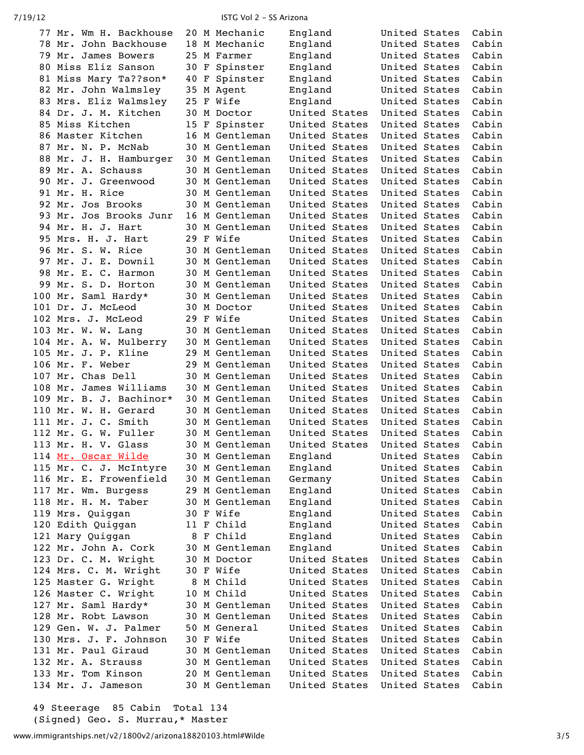| No. | Name | Age | Sex | Occupation | Nationality | Destination | Class |
|---|---|---|---|---|---|---|---|
| 77 | Mr. Wm H. Backhouse | 20 | M | Mechanic | England | United States | Cabin |
| 78 | Mr. John Backhouse | 18 | M | Mechanic | England | United States | Cabin |
| 79 | Mr. James Bowers | 25 | M | Farmer | England | United States | Cabin |
| 80 | Miss Eliz Sanson | 30 | F | Spinster | England | United States | Cabin |
| 81 | Miss Mary Ta??son* | 40 | F | Spinster | England | United States | Cabin |
| 82 | Mr. John Walmsley | 35 | M | Agent | England | United States | Cabin |
| 83 | Mrs. Eliz Walmsley | 25 | F | Wife | England | United States | Cabin |
| 84 | Dr. J. M. Kitchen | 30 | M | Doctor | United States | United States | Cabin |
| 85 | Miss Kitchen | 15 | F | Spinster | United States | United States | Cabin |
| 86 | Master Kitchen | 16 | M | Gentleman | United States | United States | Cabin |
| 87 | Mr. N. P. McNab | 30 | M | Gentleman | United States | United States | Cabin |
| 88 | Mr. J. H. Hamburger | 30 | M | Gentleman | United States | United States | Cabin |
| 89 | Mr. A. Schauss | 30 | M | Gentleman | United States | United States | Cabin |
| 90 | Mr. J. Greenwood | 30 | M | Gentleman | United States | United States | Cabin |
| 91 | Mr. H. Rice | 30 | M | Gentleman | United States | United States | Cabin |
| 92 | Mr. Jos Brooks | 30 | M | Gentleman | United States | United States | Cabin |
| 93 | Mr. Jos Brooks Junr | 16 | M | Gentleman | United States | United States | Cabin |
| 94 | Mr. H. J. Hart | 30 | M | Gentleman | United States | United States | Cabin |
| 95 | Mrs. H. J. Hart | 29 | F | Wife | United States | United States | Cabin |
| 96 | Mr. S. W. Rice | 30 | M | Gentleman | United States | United States | Cabin |
| 97 | Mr. J. E. Downil | 30 | M | Gentleman | United States | United States | Cabin |
| 98 | Mr. E. C. Harmon | 30 | M | Gentleman | United States | United States | Cabin |
| 99 | Mr. S. D. Horton | 30 | M | Gentleman | United States | United States | Cabin |
| 100 | Mr. Saml Hardy* | 30 | M | Gentleman | United States | United States | Cabin |
| 101 | Dr. J. McLeod | 30 | M | Doctor | United States | United States | Cabin |
| 102 | Mrs. J. McLeod | 29 | F | Wife | United States | United States | Cabin |
| 103 | Mr. W. W. Lang | 30 | M | Gentleman | United States | United States | Cabin |
| 104 | Mr. A. W. Mulberry | 30 | M | Gentleman | United States | United States | Cabin |
| 105 | Mr. J. P. Kline | 29 | M | Gentleman | United States | United States | Cabin |
| 106 | Mr. F. Weber | 29 | M | Gentleman | United States | United States | Cabin |
| 107 | Mr. Chas Dell | 30 | M | Gentleman | United States | United States | Cabin |
| 108 | Mr. James Williams | 30 | M | Gentleman | United States | United States | Cabin |
| 109 | Mr. B. J. Bachinor* | 30 | M | Gentleman | United States | United States | Cabin |
| 110 | Mr. W. H. Gerard | 30 | M | Gentleman | United States | United States | Cabin |
| 111 | Mr. J. C. Smith | 30 | M | Gentleman | United States | United States | Cabin |
| 112 | Mr. G. W. Fuller | 30 | M | Gentleman | United States | United States | Cabin |
| 113 | Mr. H. V. Glass | 30 | M | Gentleman | United States | United States | Cabin |
| 114 | Mr. Oscar Wilde | 30 | M | Gentleman | England | United States | Cabin |
| 115 | Mr. C. J. McIntyre | 30 | M | Gentleman | England | United States | Cabin |
| 116 | Mr. E. Frowenfield | 30 | M | Gentleman | Germany | United States | Cabin |
| 117 | Mr. Wm. Burgess | 29 | M | Gentleman | England | United States | Cabin |
| 118 | Mr. H. M. Taber | 30 | M | Gentleman | England | United States | Cabin |
| 119 | Mrs. Quiggan | 30 | F | Wife | England | United States | Cabin |
| 120 | Edith Quiggan | 11 | F | Child | England | United States | Cabin |
| 121 | Mary Quiggan | 8 | F | Child | England | United States | Cabin |
| 122 | Mr. John A. Cork | 30 | M | Gentleman | England | United States | Cabin |
| 123 | Dr. C. M. Wright | 30 | M | Doctor | United States | United States | Cabin |
| 124 | Mrs. C. M. Wright | 30 | F | Wife | United States | United States | Cabin |
| 125 | Master G. Wright | 8 | M | Child | United States | United States | Cabin |
| 126 | Master C. Wright | 10 | M | Child | United States | United States | Cabin |
| 127 | Mr. Saml Hardy* | 30 | M | Gentleman | United States | United States | Cabin |
| 128 | Mr. Robt Lawson | 30 | M | Gentleman | United States | United States | Cabin |
| 129 | Gen. W. J. Palmer | 50 | M | General | United States | United States | Cabin |
| 130 | Mrs. J. F. Johnson | 30 | F | Wife | United States | United States | Cabin |
| 131 | Mr. Paul Giraud | 30 | M | Gentleman | United States | United States | Cabin |
| 132 | Mr. A. Strauss | 30 | M | Gentleman | United States | United States | Cabin |
| 133 | Mr. Tom Kinson | 20 | M | Gentleman | United States | United States | Cabin |
| 134 | Mr. J. Jameson | 30 | M | Gentleman | United States | United States | Cabin |

49 Steerage 85 Cabin Total 134

(Signed) Geo. S. Murrau,* Master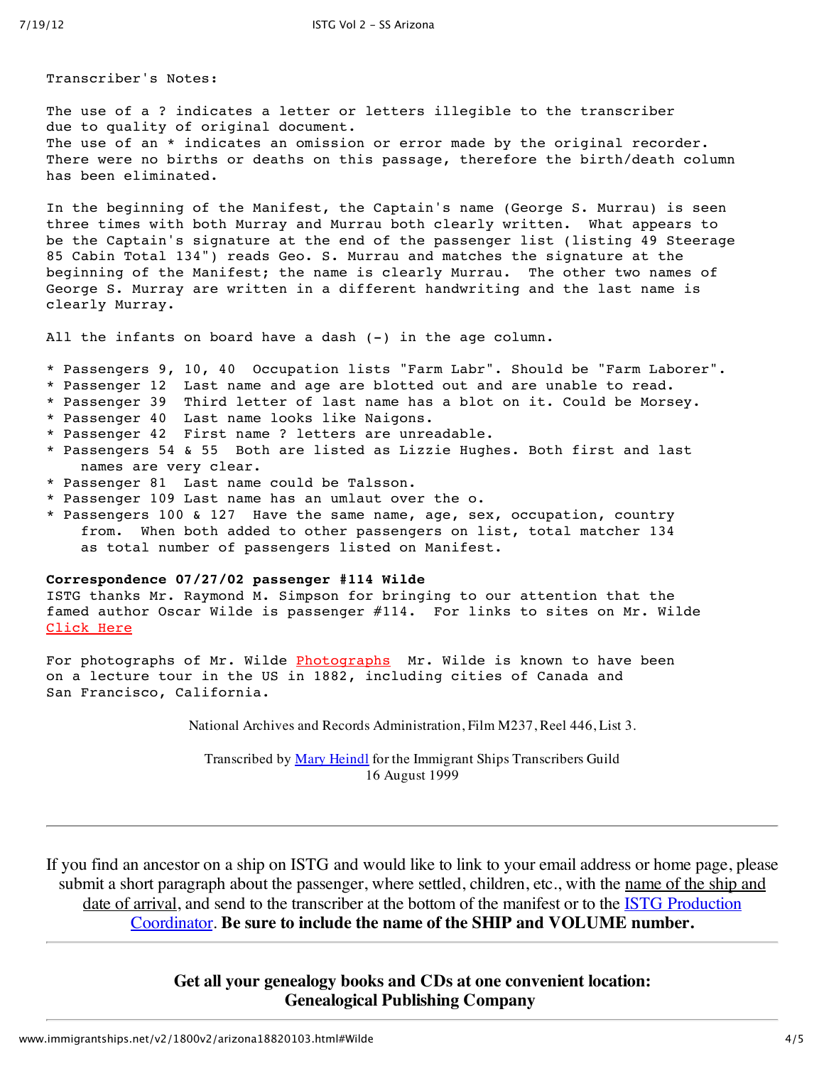Transcriber's Notes:

The use of a ? indicates a letter or letters illegible to the transcriber due to quality of original document.
The use of an * indicates an omission or error made by the original recorder.
There were no births or deaths on this passage, therefore the birth/death column has been eliminated.

In the beginning of the Manifest, the Captain's name (George S. Murrau) is seen three times with both Murray and Murrau both clearly written. What appears to be the Captain's signature at the end of the passenger list (listing 49 Steerage 85 Cabin Total 134") reads Geo. S. Murrau and matches the signature at the beginning of the Manifest; the name is clearly Murrau. The other two names of George S. Murray are written in a different handwriting and the last name is clearly Murray.

All the infants on board have a dash (-) in the age column.

* Passengers 9, 10, 40 Occupation lists "Farm Labr". Should be "Farm Laborer".
* Passenger 12 Last name and age are blotted out and are unable to read.
* Passenger 39 Third letter of last name has a blot on it. Could be Morsey.
* Passenger 40 Last name looks like Naigons.
* Passenger 42 First name ? letters are unreadable.
* Passengers 54 & 55 Both are listed as Lizzie Hughes. Both first and last names are very clear.
* Passenger 81 Last name could be Talsson.
* Passenger 109 Last name has an umlaut over the o.
* Passengers 100 & 127 Have the same name, age, sex, occupation, country from. When both added to other passengers on list, total matcher 134 as total number of passengers listed on Manifest.

**Correspondence 07/27/02 passenger #114 Wilde**
ISTG thanks Mr. Raymond M. Simpson for bringing to our attention that the famed author Oscar Wilde is passenger #114. For links to sites on Mr. Wilde Click Here

For photographs of Mr. Wilde Photographs Mr. Wilde is known to have been on a lecture tour in the US in 1882, including cities of Canada and San Francisco, California.

National Archives and Records Administration, Film M237, Reel 446, List 3.

Transcribed by Mary Heindl for the Immigrant Ships Transcribers Guild
16 August 1999

---

If you find an ancestor on a ship on ISTG and would like to link to your email address or home page, please submit a short paragraph about the passenger, where settled, children, etc., with the name of the ship and date of arrival, and send to the transcriber at the bottom of the manifest or to the ISTG Production Coordinator. **Be sure to include the name of the SHIP and VOLUME number.**

---

**Get all your genealogy books and CDs at one convenient location:**
**Genealogical Publishing Company**

---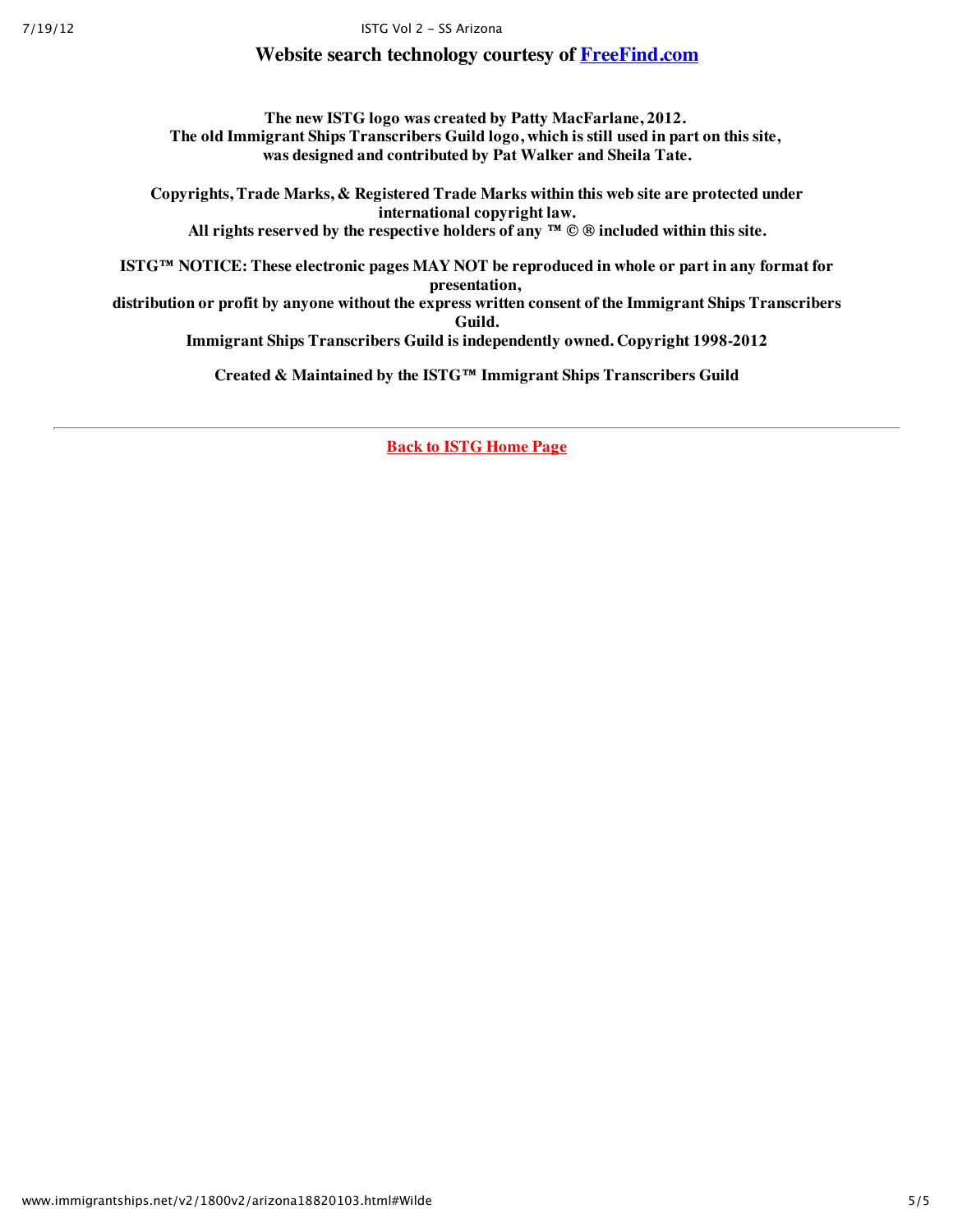**Website search technology courtesy of [FreeFind.com](http://www.freefind.com)**

**The new ISTG logo was created by Patty MacFarlane, 2012.**
**The old Immigrant Ships Transcribers Guild logo, which is still used in part on this site, was designed and contributed by Pat Walker and Sheila Tate.**

**Copyrights, Trade Marks, & Registered Trade Marks within this web site are protected under international copyright law.**
**All rights reserved by the respective holders of any ™ © ® included within this site.**

**ISTG™ NOTICE: These electronic pages MAY NOT be reproduced in whole or part in any format for presentation,**
**distribution or profit by anyone without the express written consent of the Immigrant Ships Transcribers Guild.**
**Immigrant Ships Transcribers Guild is independently owned. Copyright 1998-2012**

**Created & Maintained by the ISTG™ Immigrant Ships Transcribers Guild**

---

**Back to ISTG Home Page**